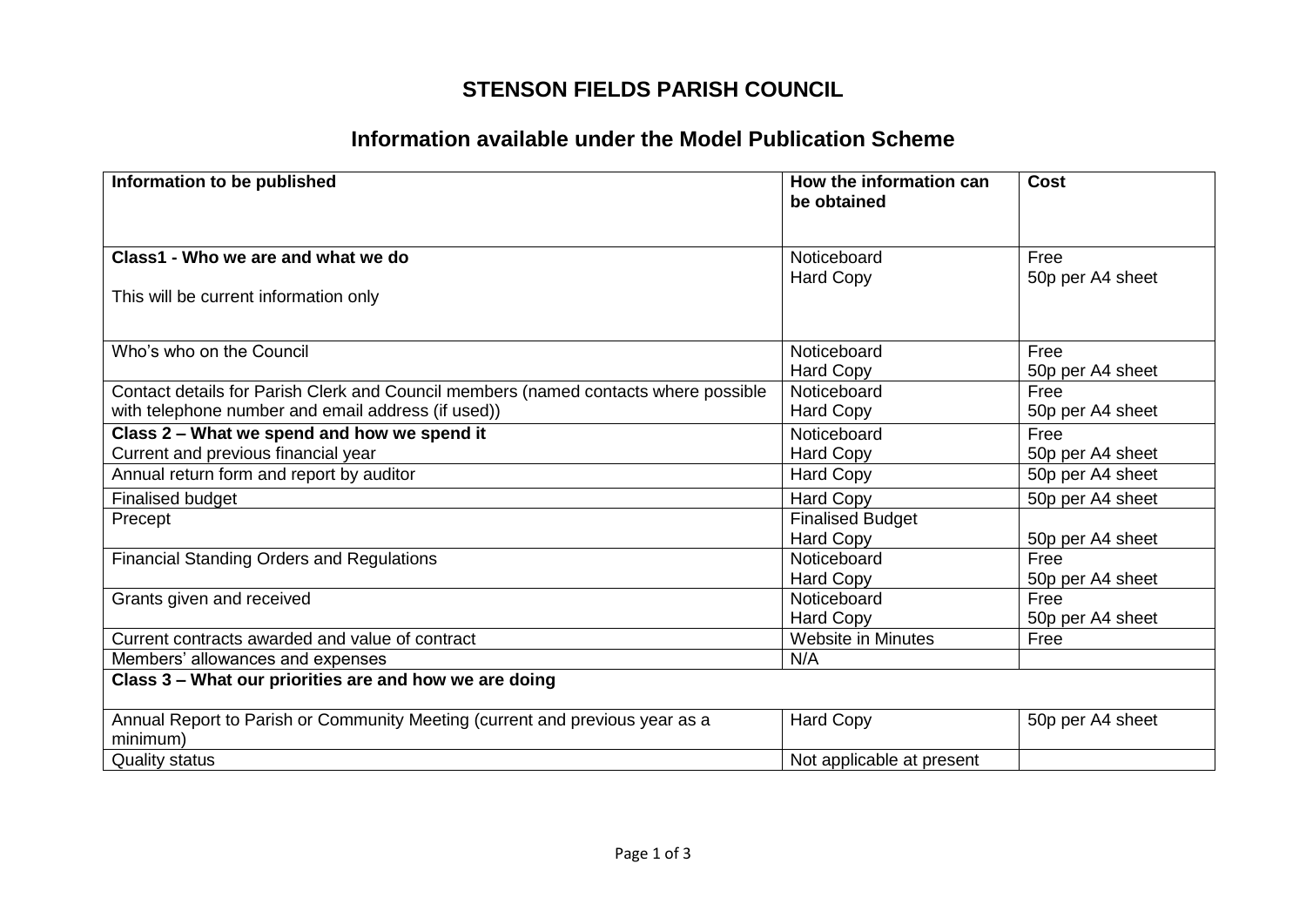# STENSON FIELDS PARISH COUNCIL

## Information available under the Model Publication Scheme

| Information to be published | How the information can be obtained | Cost |
|---|---|---|
| **Class1 - Who we are and what we do**<br><br>This will be current information only | Noticeboard<br>Hard Copy | Free<br>50p per A4 sheet |
| Who's who on the Council | Noticeboard<br>Hard Copy | Free<br>50p per A4 sheet |
| Contact details for Parish Clerk and Council members (named contacts where possible with telephone number and email address (if used)) | Noticeboard<br>Hard Copy | Free<br>50p per A4 sheet |
| **Class 2 – What we spend and how we spend it**<br>Current and previous financial year | Noticeboard<br>Hard Copy | Free<br>50p per A4 sheet |
| Annual return form and report by auditor | Hard Copy | 50p per A4 sheet |
| Finalised budget | Hard Copy | 50p per A4 sheet |
| Precept | Finalised Budget<br>Hard Copy | <br>50p per A4 sheet |
| Financial Standing Orders and Regulations | Noticeboard<br>Hard Copy | Free<br>50p per A4 sheet |
| Grants given and received | Noticeboard<br>Hard Copy | Free<br>50p per A4 sheet |
| Current contracts awarded and value of contract | Website in Minutes | Free |
| Members' allowances and expenses | N/A | |
| **Class 3 – What our priorities are and how we are doing** | | |
| Annual Report to Parish or Community Meeting (current and previous year as a minimum) | Hard Copy | 50p per A4 sheet |
| Quality status | Not applicable at present | |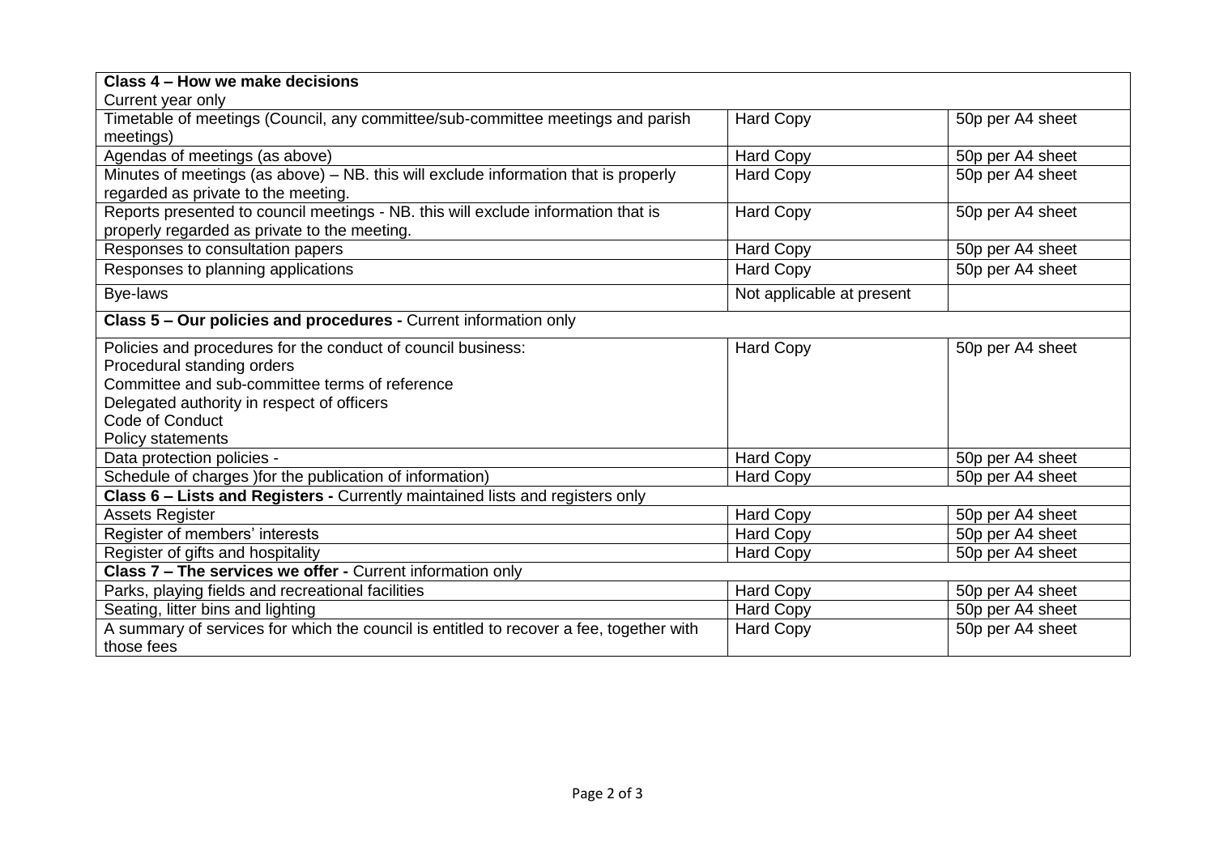| **Class 4 – How we make decisions**<br>Current year only | | |
|---|---|---|
| Timetable of meetings (Council, any committee/sub-committee meetings and parish meetings) | Hard Copy | 50p per A4 sheet |
| Agendas of meetings (as above) | Hard Copy | 50p per A4 sheet |
| Minutes of meetings (as above) – NB. this will exclude information that is properly regarded as private to the meeting. | Hard Copy | 50p per A4 sheet |
| Reports presented to council meetings - NB. this will exclude information that is properly regarded as private to the meeting. | Hard Copy | 50p per A4 sheet |
| Responses to consultation papers | Hard Copy | 50p per A4 sheet |
| Responses to planning applications | Hard Copy | 50p per A4 sheet |
| Bye-laws | Not applicable at present | |
| **Class 5 – Our policies and procedures -** Current information only | | |
| Policies and procedures for the conduct of council business:<br>Procedural standing orders<br>Committee and sub-committee terms of reference<br>Delegated authority in respect of officers<br>Code of Conduct<br>Policy statements | Hard Copy | 50p per A4 sheet |
| Data protection policies - | Hard Copy | 50p per A4 sheet |
| Schedule of charges )for the publication of information) | Hard Copy | 50p per A4 sheet |
| **Class 6 – Lists and Registers -** Currently maintained lists and registers only | | |
| Assets Register | Hard Copy | 50p per A4 sheet |
| Register of members' interests | Hard Copy | 50p per A4 sheet |
| Register of gifts and hospitality | Hard Copy | 50p per A4 sheet |
| **Class 7 – The services we offer -** Current information only | | |
| Parks, playing fields and recreational facilities | Hard Copy | 50p per A4 sheet |
| Seating, litter bins and lighting | Hard Copy | 50p per A4 sheet |
| A summary of services for which the council is entitled to recover a fee, together with those fees | Hard Copy | 50p per A4 sheet |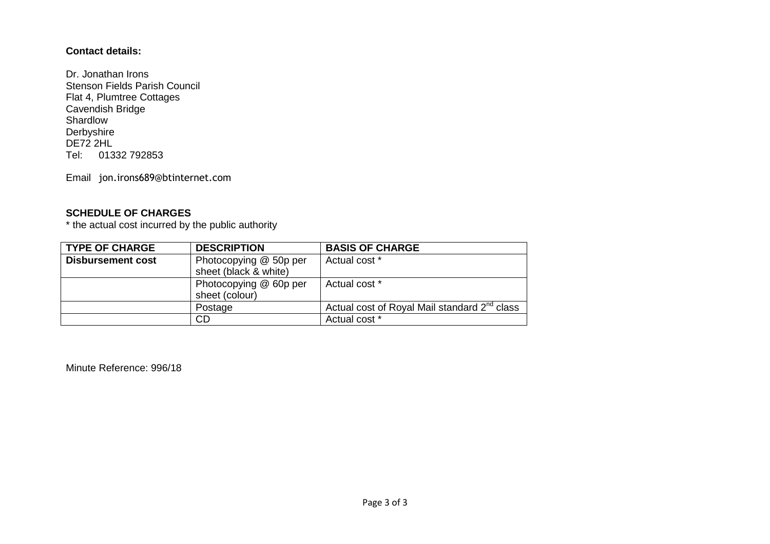**Contact details:**

Dr. Jonathan Irons
Stenson Fields Parish Council
Flat 4, Plumtree Cottages
Cavendish Bridge
Shardlow
Derbyshire
DE72 2HL
Tel: 01332 792853

Email jon.irons689@btinternet.com

**SCHEDULE OF CHARGES**

* the actual cost incurred by the public authority

| TYPE OF CHARGE | DESCRIPTION | BASIS OF CHARGE |
|---|---|---|
| **Disbursement cost** | Photocopying @ 50p per sheet (black & white) | Actual cost * |
| | Photocopying @ 60p per sheet (colour) | Actual cost * |
| | Postage | Actual cost of Royal Mail standard 2nd class |
| | CD | Actual cost * |

Minute Reference: 996/18